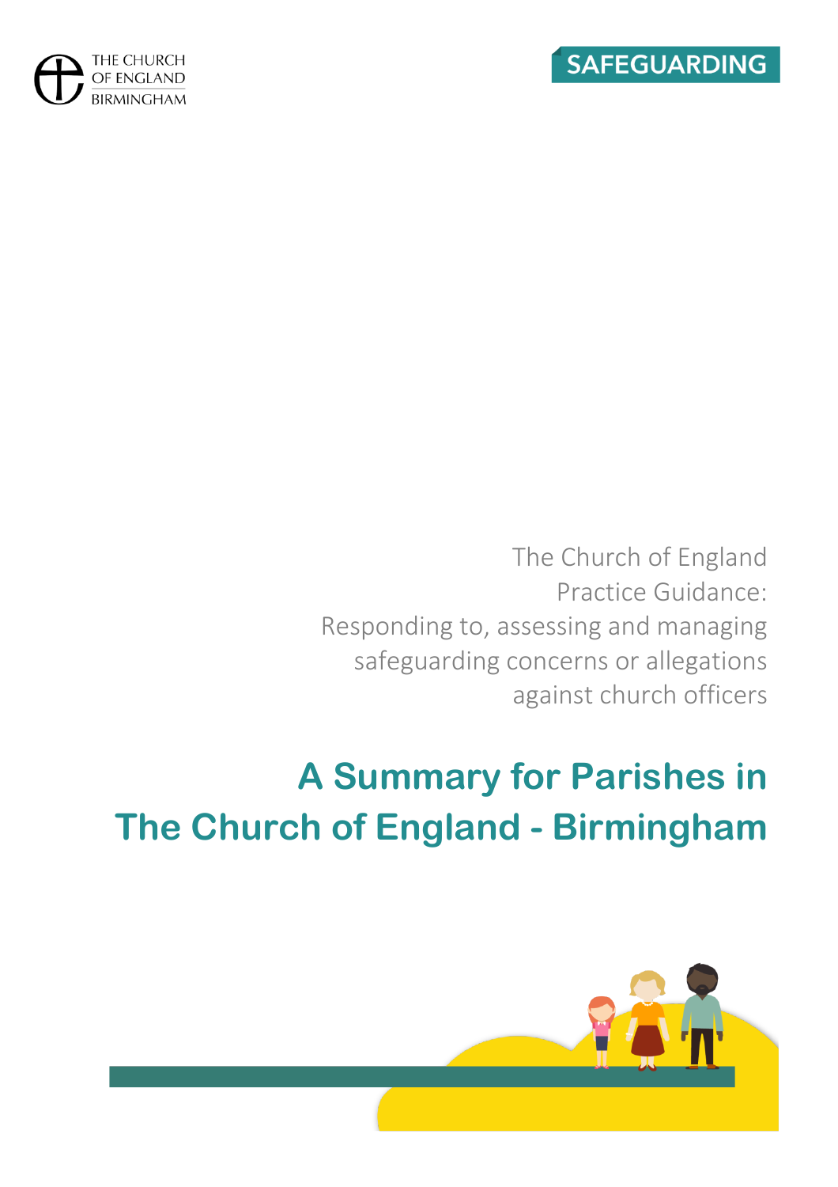THE CHURCH OF ENGLAND BIRMINGHAM

SAFEGUARDING

The Church of England Practice Guidance: Responding to, assessing and managing safeguarding concerns or allegations against church officers

# A Summary for Parishes in The Church of England - Birmingham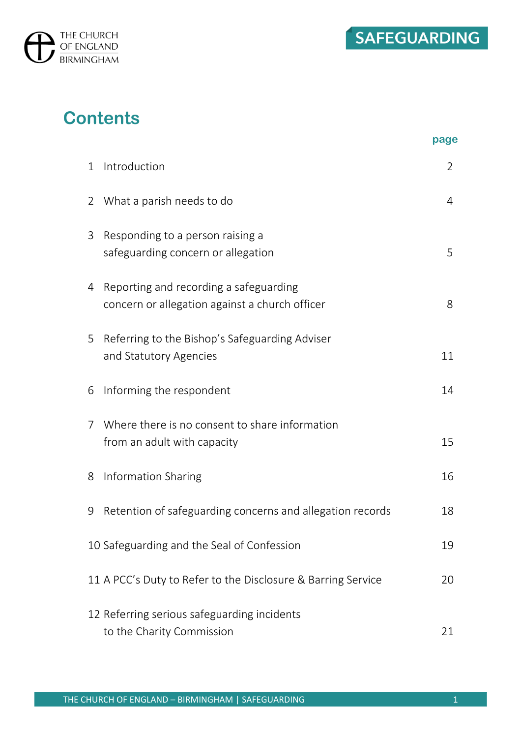THE CHURCH OF ENGLAND BIRMINGHAM

SAFEGUARDING

# Contents

| | | page |
|---|---|---|
| 1 | Introduction | 2 |
| 2 | What a parish needs to do | 4 |
| 3 | Responding to a person raising a safeguarding concern or allegation | 5 |
| 4 | Reporting and recording a safeguarding concern or allegation against a church officer | 8 |
| 5 | Referring to the Bishop's Safeguarding Adviser and Statutory Agencies | 11 |
| 6 | Informing the respondent | 14 |
| 7 | Where there is no consent to share information from an adult with capacity | 15 |
| 8 | Information Sharing | 16 |
| 9 | Retention of safeguarding concerns and allegation records | 18 |
| 10 | Safeguarding and the Seal of Confession | 19 |
| 11 | A PCC's Duty to Refer to the Disclosure & Barring Service | 20 |
| 12 | Referring serious safeguarding incidents to the Charity Commission | 21 |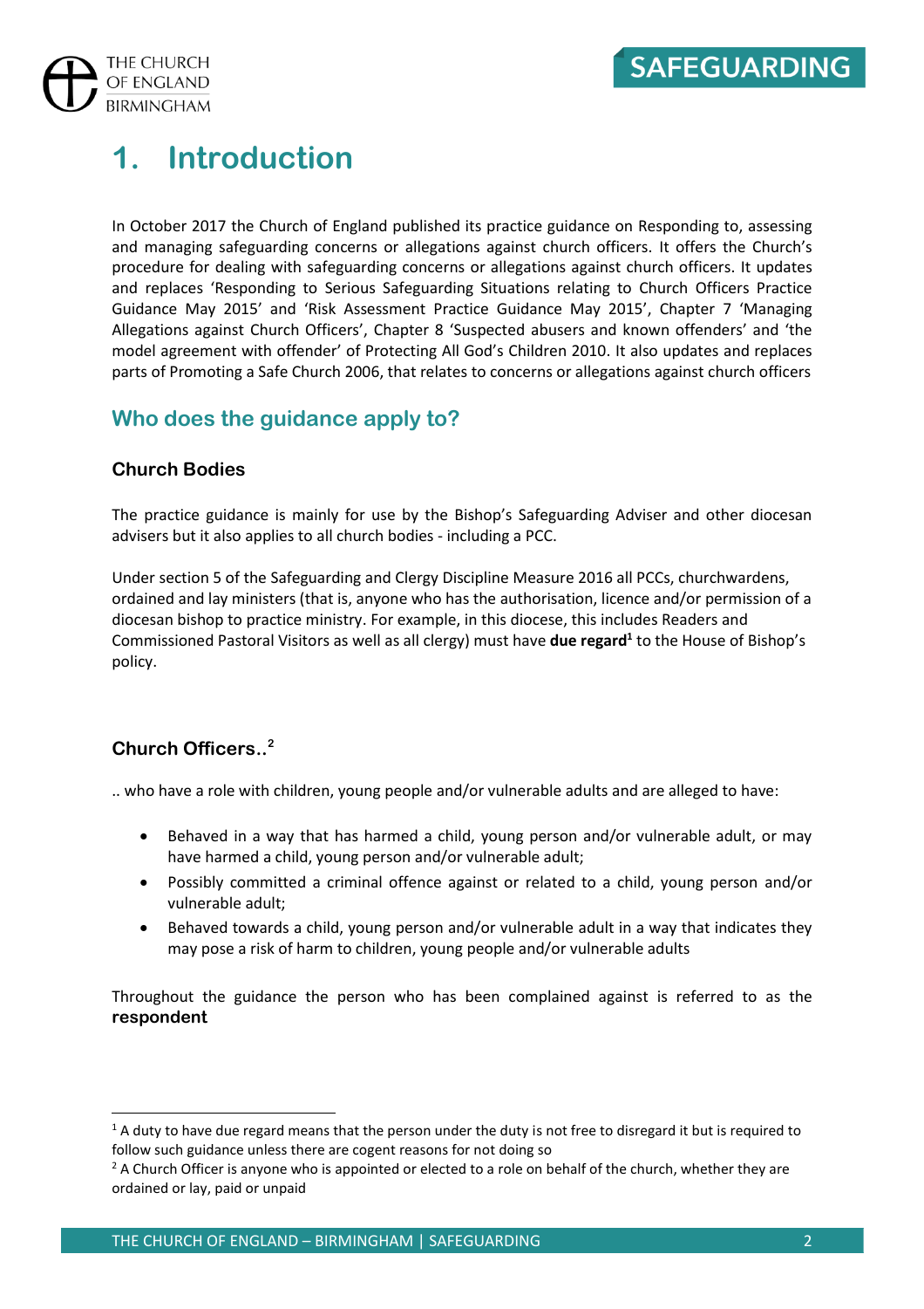# 1. Introduction

In October 2017 the Church of England published its practice guidance on Responding to, assessing and managing safeguarding concerns or allegations against church officers. It offers the Church's procedure for dealing with safeguarding concerns or allegations against church officers. It updates and replaces 'Responding to Serious Safeguarding Situations relating to Church Officers Practice Guidance May 2015' and 'Risk Assessment Practice Guidance May 2015', Chapter 7 'Managing Allegations against Church Officers', Chapter 8 'Suspected abusers and known offenders' and 'the model agreement with offender' of Protecting All God's Children 2010. It also updates and replaces parts of Promoting a Safe Church 2006, that relates to concerns or allegations against church officers

## Who does the guidance apply to?

### Church Bodies

The practice guidance is mainly for use by the Bishop's Safeguarding Adviser and other diocesan advisers but it also applies to all church bodies - including a PCC.

Under section 5 of the Safeguarding and Clergy Discipline Measure 2016 all PCCs, churchwardens, ordained and lay ministers (that is, anyone who has the authorisation, licence and/or permission of a diocesan bishop to practice ministry. For example, in this diocese, this includes Readers and Commissioned Pastoral Visitors as well as all clergy) must have **due regard**[1] to the House of Bishop's policy.

### Church Officers..[2]

.. who have a role with children, young people and/or vulnerable adults and are alleged to have:

- Behaved in a way that has harmed a child, young person and/or vulnerable adult, or may have harmed a child, young person and/or vulnerable adult;
- Possibly committed a criminal offence against or related to a child, young person and/or vulnerable adult;
- Behaved towards a child, young person and/or vulnerable adult in a way that indicates they may pose a risk of harm to children, young people and/or vulnerable adults

Throughout the guidance the person who has been complained against is referred to as the **respondent**

---

[1] A duty to have due regard means that the person under the duty is not free to disregard it but is required to follow such guidance unless there are cogent reasons for not doing so

[2] A Church Officer is anyone who is appointed or elected to a role on behalf of the church, whether they are ordained or lay, paid or unpaid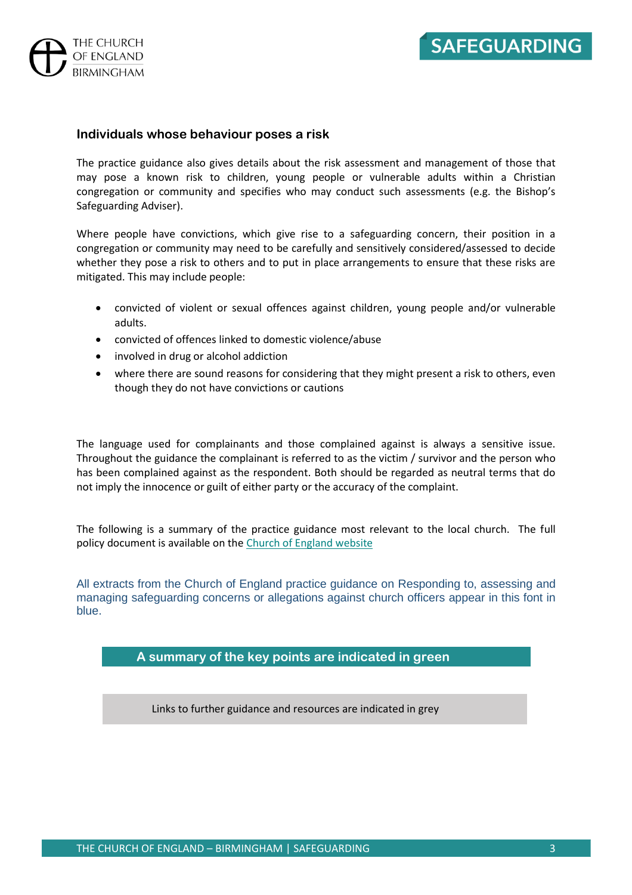## Individuals whose behaviour poses a risk

The practice guidance also gives details about the risk assessment and management of those that may pose a known risk to children, young people or vulnerable adults within a Christian congregation or community and specifies who may conduct such assessments (e.g. the Bishop's Safeguarding Adviser).

Where people have convictions, which give rise to a safeguarding concern, their position in a congregation or community may need to be carefully and sensitively considered/assessed to decide whether they pose a risk to others and to put in place arrangements to ensure that these risks are mitigated. This may include people:

- convicted of violent or sexual offences against children, young people and/or vulnerable adults.
- convicted of offences linked to domestic violence/abuse
- involved in drug or alcohol addiction
- where there are sound reasons for considering that they might present a risk to others, even though they do not have convictions or cautions

The language used for complainants and those complained against is always a sensitive issue. Throughout the guidance the complainant is referred to as the victim / survivor and the person who has been complained against as the respondent. Both should be regarded as neutral terms that do not imply the innocence or guilt of either party or the accuracy of the complaint.

The following is a summary of the practice guidance most relevant to the local church. The full policy document is available on the Church of England website

All extracts from the Church of England practice guidance on Responding to, assessing and managing safeguarding concerns or allegations against church officers appear in this font in blue.

**A summary of the key points are indicated in green**

Links to further guidance and resources are indicated in grey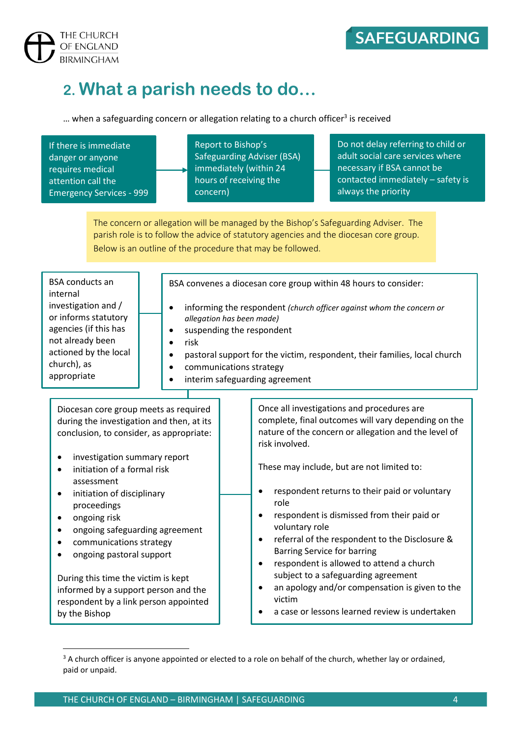## 2. What a parish needs to do…

… when a safeguarding concern or allegation relating to a church officer[3] is received

If there is immediate danger or anyone requires medical attention call the Emergency Services - 999

Report to Bishop's Safeguarding Adviser (BSA) immediately (within 24 hours of receiving the concern)

Do not delay referring to child or adult social care services where necessary if BSA cannot be contacted immediately – safety is always the priority

The concern or allegation will be managed by the Bishop's Safeguarding Adviser. The parish role is to follow the advice of statutory agencies and the diocesan core group. Below is an outline of the procedure that may be followed.

BSA conducts an internal investigation and / or informs statutory agencies (if this has not already been actioned by the local church), as appropriate

BSA convenes a diocesan core group within 48 hours to consider:

- informing the respondent *(church officer against whom the concern or allegation has been made)*
- suspending the respondent
- risk
- pastoral support for the victim, respondent, their families, local church
- communications strategy
- interim safeguarding agreement

Diocesan core group meets as required during the investigation and then, at its conclusion, to consider, as appropriate:

- investigation summary report
- initiation of a formal risk assessment
- initiation of disciplinary proceedings
- ongoing risk
- ongoing safeguarding agreement
- communications strategy
- ongoing pastoral support

During this time the victim is kept informed by a support person and the respondent by a link person appointed by the Bishop

Once all investigations and procedures are complete, final outcomes will vary depending on the nature of the concern or allegation and the level of risk involved.

These may include, but are not limited to:

- respondent returns to their paid or voluntary role
- respondent is dismissed from their paid or voluntary role
- referral of the respondent to the Disclosure & Barring Service for barring
- respondent is allowed to attend a church subject to a safeguarding agreement
- an apology and/or compensation is given to the victim
- a case or lessons learned review is undertaken

[3] A church officer is anyone appointed or elected to a role on behalf of the church, whether lay or ordained, paid or unpaid.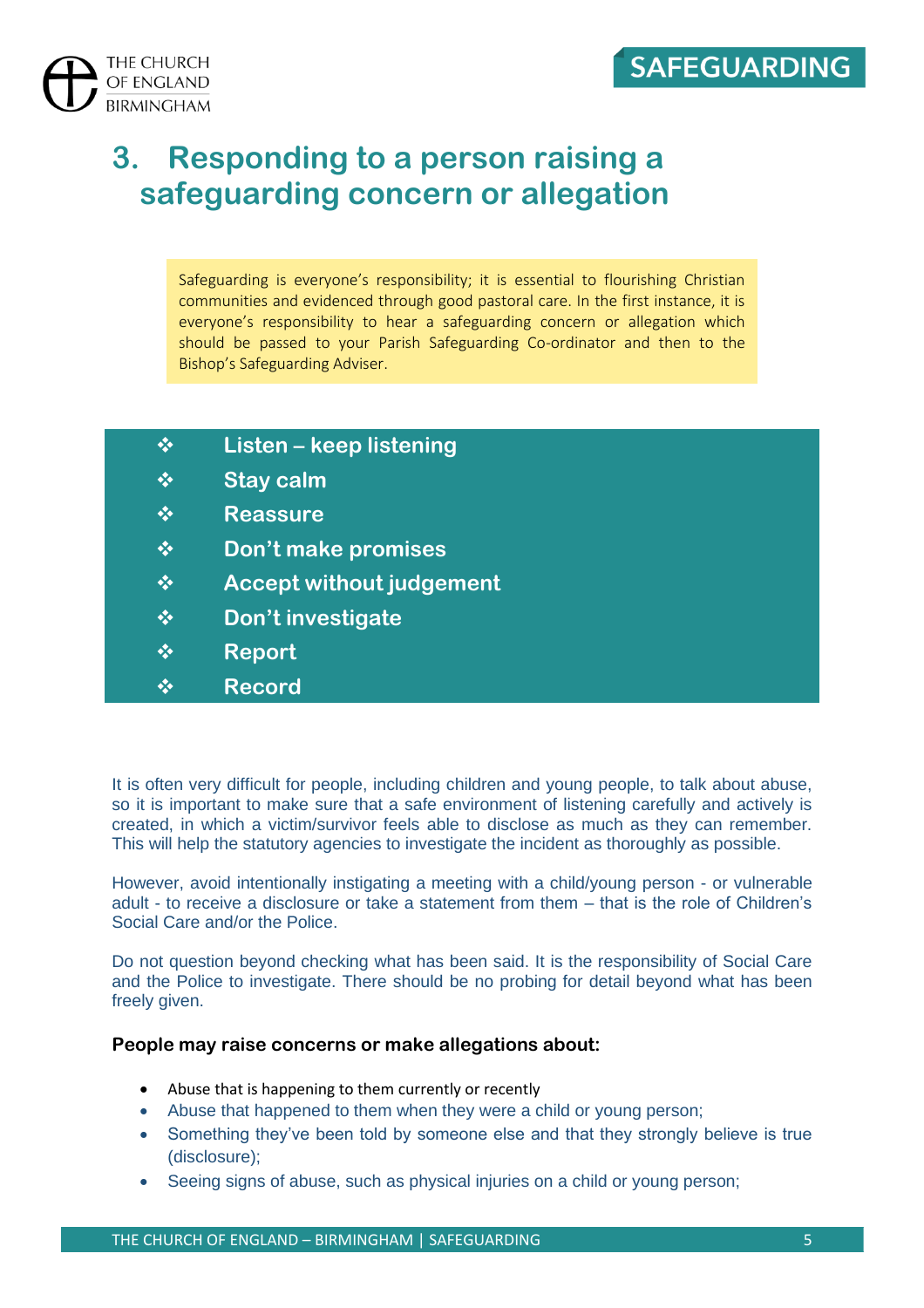# 3. Responding to a person raising a safeguarding concern or allegation

Safeguarding is everyone's responsibility; it is essential to flourishing Christian communities and evidenced through good pastoral care. In the first instance, it is everyone's responsibility to hear a safeguarding concern or allegation which should be passed to your Parish Safeguarding Co-ordinator and then to the Bishop's Safeguarding Adviser.

- **Listen – keep listening**
- **Stay calm**
- **Reassure**
- **Don't make promises**
- **Accept without judgement**
- **Don't investigate**
- **Report**
- **Record**

It is often very difficult for people, including children and young people, to talk about abuse, so it is important to make sure that a safe environment of listening carefully and actively is created, in which a victim/survivor feels able to disclose as much as they can remember. This will help the statutory agencies to investigate the incident as thoroughly as possible.

However, avoid intentionally instigating a meeting with a child/young person - or vulnerable adult - to receive a disclosure or take a statement from them – that is the role of Children's Social Care and/or the Police.

Do not question beyond checking what has been said. It is the responsibility of Social Care and the Police to investigate. There should be no probing for detail beyond what has been freely given.

**People may raise concerns or make allegations about:**

- Abuse that is happening to them currently or recently
- Abuse that happened to them when they were a child or young person;
- Something they've been told by someone else and that they strongly believe is true (disclosure);
- Seeing signs of abuse, such as physical injuries on a child or young person;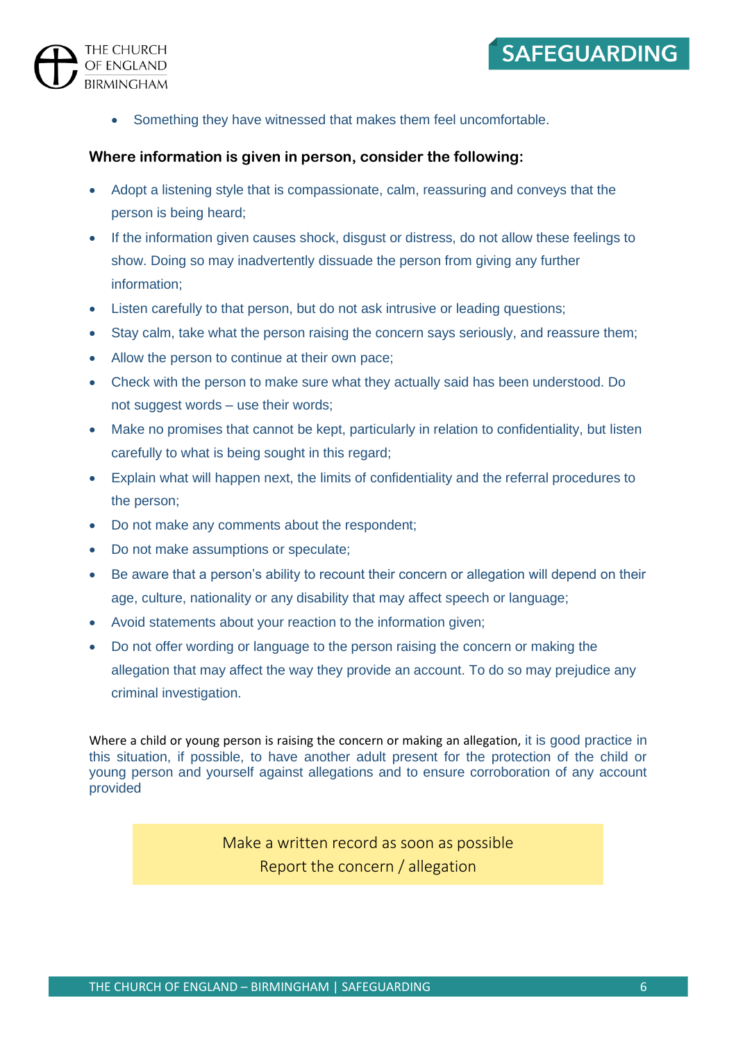- Something they have witnessed that makes them feel uncomfortable.

**Where information is given in person, consider the following:**

- Adopt a listening style that is compassionate, calm, reassuring and conveys that the person is being heard;
- If the information given causes shock, disgust or distress, do not allow these feelings to show. Doing so may inadvertently dissuade the person from giving any further information;
- Listen carefully to that person, but do not ask intrusive or leading questions;
- Stay calm, take what the person raising the concern says seriously, and reassure them;
- Allow the person to continue at their own pace;
- Check with the person to make sure what they actually said has been understood. Do not suggest words – use their words;
- Make no promises that cannot be kept, particularly in relation to confidentiality, but listen carefully to what is being sought in this regard;
- Explain what will happen next, the limits of confidentiality and the referral procedures to the person;
- Do not make any comments about the respondent;
- Do not make assumptions or speculate;
- Be aware that a person's ability to recount their concern or allegation will depend on their age, culture, nationality or any disability that may affect speech or language;
- Avoid statements about your reaction to the information given;
- Do not offer wording or language to the person raising the concern or making the allegation that may affect the way they provide an account. To do so may prejudice any criminal investigation.

Where a child or young person is raising the concern or making an allegation, it is good practice in this situation, if possible, to have another adult present for the protection of the child or young person and yourself against allegations and to ensure corroboration of any account provided

Make a written record as soon as possible
Report the concern / allegation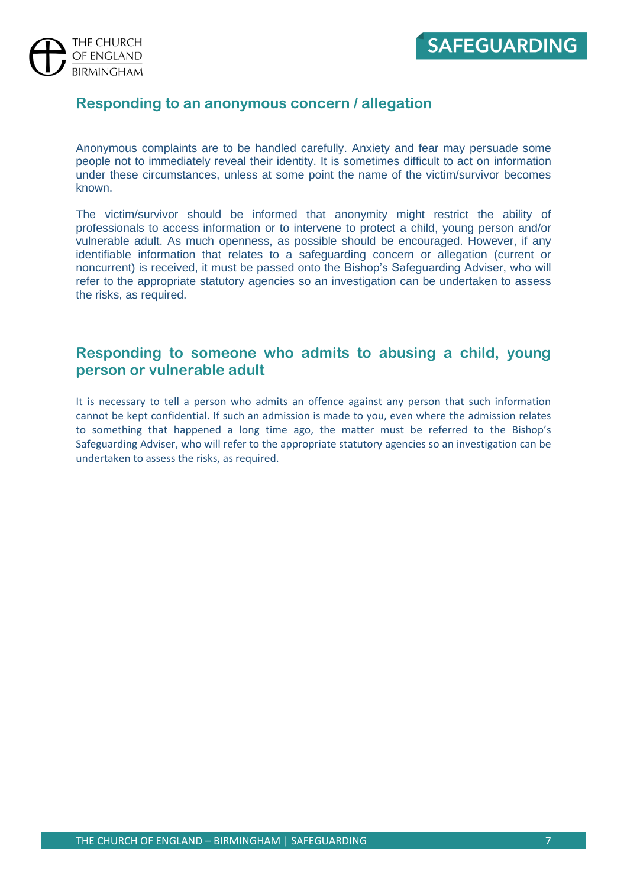## Responding to an anonymous concern / allegation

Anonymous complaints are to be handled carefully. Anxiety and fear may persuade some people not to immediately reveal their identity. It is sometimes difficult to act on information under these circumstances, unless at some point the name of the victim/survivor becomes known.

The victim/survivor should be informed that anonymity might restrict the ability of professionals to access information or to intervene to protect a child, young person and/or vulnerable adult. As much openness, as possible should be encouraged. However, if any identifiable information that relates to a safeguarding concern or allegation (current or noncurrent) is received, it must be passed onto the Bishop's Safeguarding Adviser, who will refer to the appropriate statutory agencies so an investigation can be undertaken to assess the risks, as required.

## Responding to someone who admits to abusing a child, young person or vulnerable adult

It is necessary to tell a person who admits an offence against any person that such information cannot be kept confidential. If such an admission is made to you, even where the admission relates to something that happened a long time ago, the matter must be referred to the Bishop's Safeguarding Adviser, who will refer to the appropriate statutory agencies so an investigation can be undertaken to assess the risks, as required.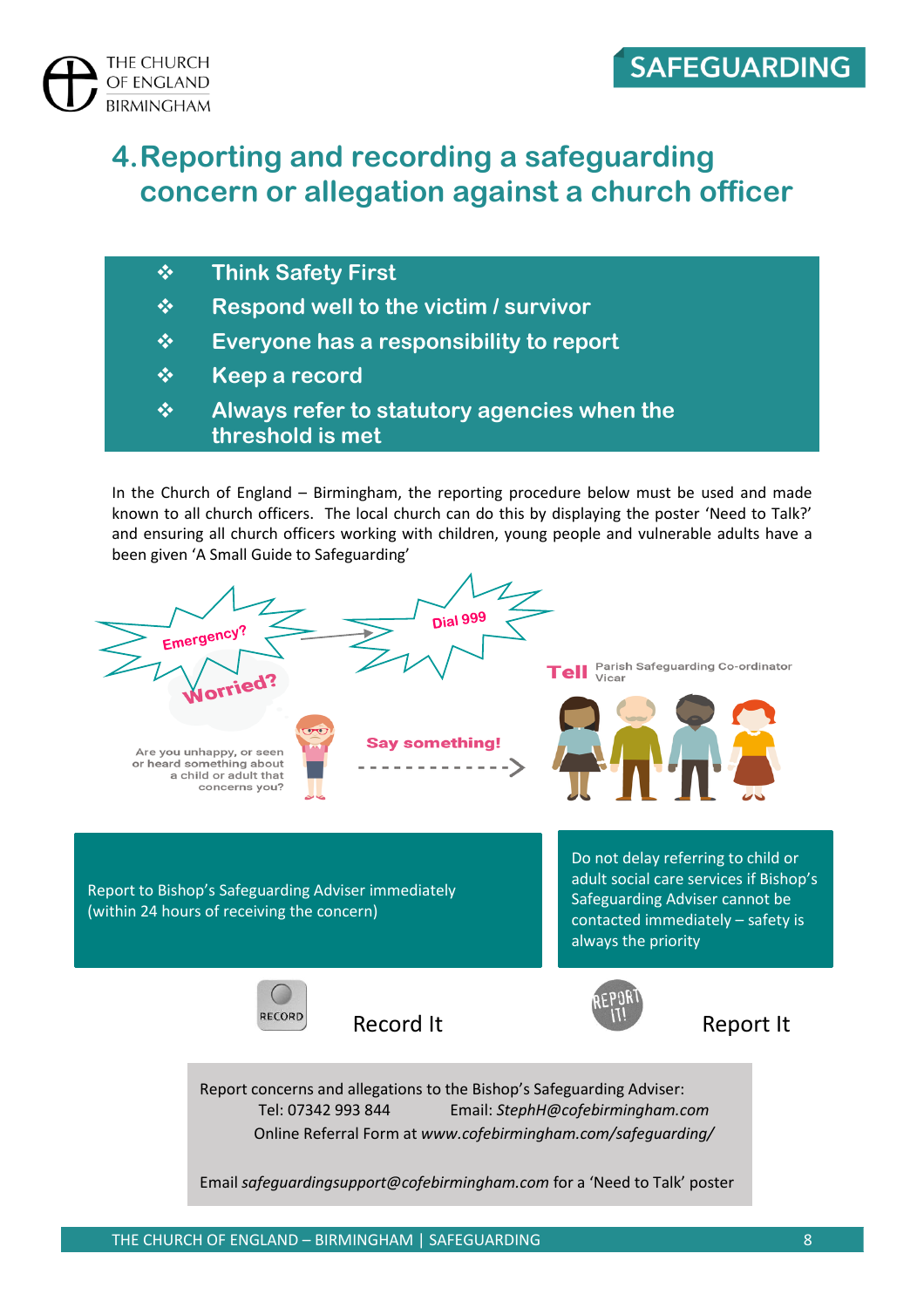# 4. Reporting and recording a safeguarding concern or allegation against a church officer

- **Think Safety First**
- **Respond well to the victim / survivor**
- **Everyone has a responsibility to report**
- **Keep a record**
- **Always refer to statutory agencies when the threshold is met**

In the Church of England – Birmingham, the reporting procedure below must be used and made known to all church officers. The local church can do this by displaying the poster 'Need to Talk?' and ensuring all church officers working with children, young people and vulnerable adults have a been given 'A Small Guide to Safeguarding'

Emergency? → Dial 999

Worried?

Are you unhappy, or seen or heard something about a child or adult that concerns you?

Say something! → **Tell** Parish Safeguarding Co-ordinator, Vicar

Report to Bishop's Safeguarding Adviser immediately (within 24 hours of receiving the concern)

Do not delay referring to child or adult social care services if Bishop's Safeguarding Adviser cannot be contacted immediately – safety is always the priority

Record It

Report It

Report concerns and allegations to the Bishop's Safeguarding Adviser:
Tel: 07342 993 844 Email: *StephH@cofebirmingham.com*
Online Referral Form at *www.cofebirmingham.com/safeguarding/*

Email *safeguardingsupport@cofebirmingham.com* for a 'Need to Talk' poster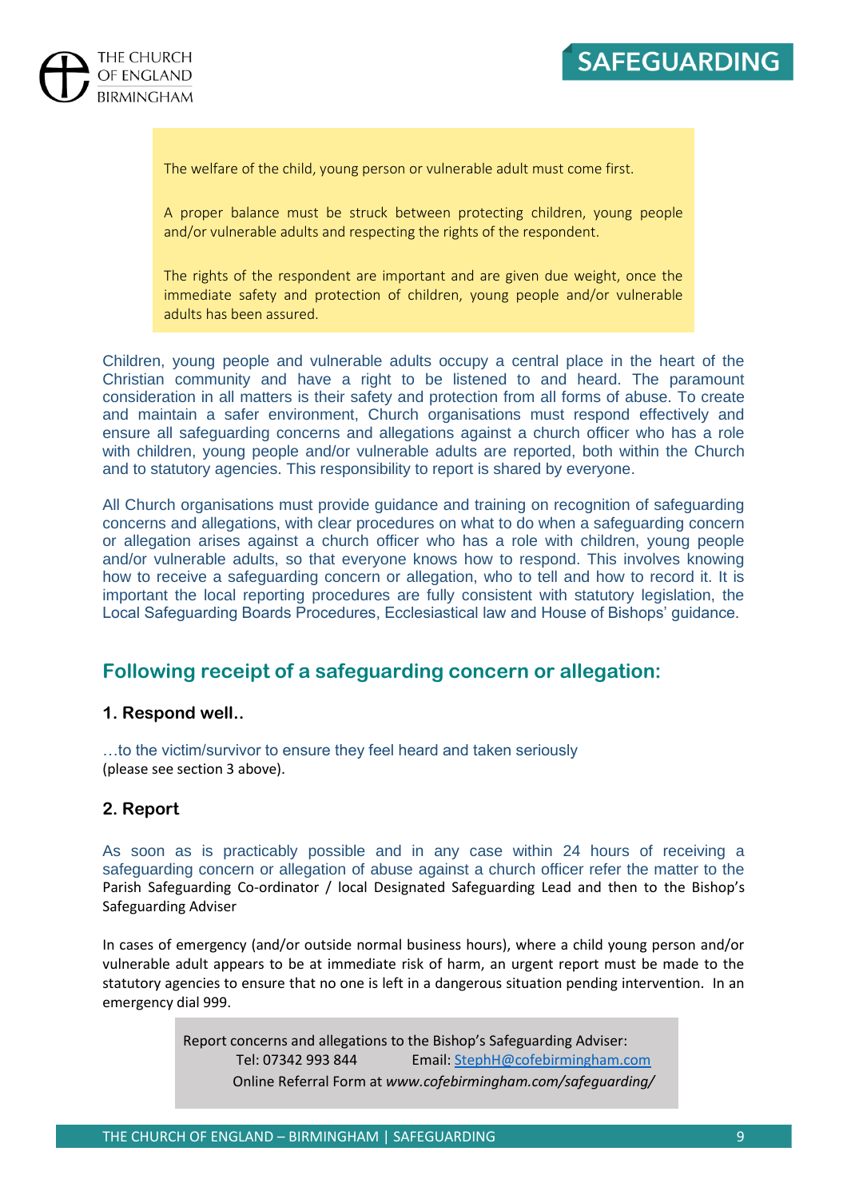The welfare of the child, young person or vulnerable adult must come first.

A proper balance must be struck between protecting children, young people and/or vulnerable adults and respecting the rights of the respondent.

The rights of the respondent are important and are given due weight, once the immediate safety and protection of children, young people and/or vulnerable adults has been assured.

Children, young people and vulnerable adults occupy a central place in the heart of the Christian community and have a right to be listened to and heard. The paramount consideration in all matters is their safety and protection from all forms of abuse. To create and maintain a safer environment, Church organisations must respond effectively and ensure all safeguarding concerns and allegations against a church officer who has a role with children, young people and/or vulnerable adults are reported, both within the Church and to statutory agencies. This responsibility to report is shared by everyone.

All Church organisations must provide guidance and training on recognition of safeguarding concerns and allegations, with clear procedures on what to do when a safeguarding concern or allegation arises against a church officer who has a role with children, young people and/or vulnerable adults, so that everyone knows how to respond. This involves knowing how to receive a safeguarding concern or allegation, who to tell and how to record it. It is important the local reporting procedures are fully consistent with statutory legislation, the Local Safeguarding Boards Procedures, Ecclesiastical law and House of Bishops' guidance.

## Following receipt of a safeguarding concern or allegation:

### 1. Respond well..

…to the victim/survivor to ensure they feel heard and taken seriously (please see section 3 above).

### 2. Report

As soon as is practicably possible and in any case within 24 hours of receiving a safeguarding concern or allegation of abuse against a church officer refer the matter to the Parish Safeguarding Co-ordinator / local Designated Safeguarding Lead and then to the Bishop's Safeguarding Adviser

In cases of emergency (and/or outside normal business hours), where a child young person and/or vulnerable adult appears to be at immediate risk of harm, an urgent report must be made to the statutory agencies to ensure that no one is left in a dangerous situation pending intervention. In an emergency dial 999.

Report concerns and allegations to the Bishop's Safeguarding Adviser:
Tel: 07342 993 844 Email: StephH@cofebirmingham.com
Online Referral Form at *www.cofebirmingham.com/safeguarding/*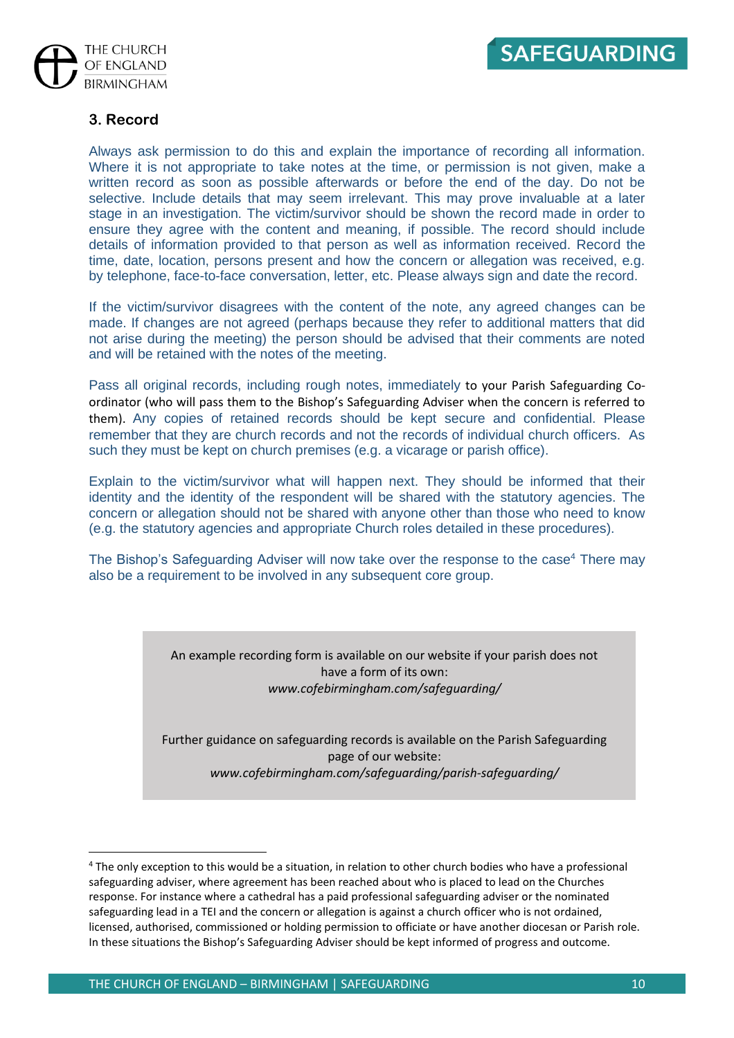## 3. Record

Always ask permission to do this and explain the importance of recording all information. Where it is not appropriate to take notes at the time, or permission is not given, make a written record as soon as possible afterwards or before the end of the day. Do not be selective. Include details that may seem irrelevant. This may prove invaluable at a later stage in an investigation. The victim/survivor should be shown the record made in order to ensure they agree with the content and meaning, if possible. The record should include details of information provided to that person as well as information received. Record the time, date, location, persons present and how the concern or allegation was received, e.g. by telephone, face-to-face conversation, letter, etc. Please always sign and date the record.

If the victim/survivor disagrees with the content of the note, any agreed changes can be made. If changes are not agreed (perhaps because they refer to additional matters that did not arise during the meeting) the person should be advised that their comments are noted and will be retained with the notes of the meeting.

Pass all original records, including rough notes, immediately to your Parish Safeguarding Co-ordinator (who will pass them to the Bishop's Safeguarding Adviser when the concern is referred to them). Any copies of retained records should be kept secure and confidential. Please remember that they are church records and not the records of individual church officers. As such they must be kept on church premises (e.g. a vicarage or parish office).

Explain to the victim/survivor what will happen next. They should be informed that their identity and the identity of the respondent will be shared with the statutory agencies. The concern or allegation should not be shared with anyone other than those who need to know (e.g. the statutory agencies and appropriate Church roles detailed in these procedures).

The Bishop's Safeguarding Adviser will now take over the response to the case[4] There may also be a requirement to be involved in any subsequent core group.

An example recording form is available on our website if your parish does not have a form of its own:
*www.cofebirmingham.com/safeguarding/*

Further guidance on safeguarding records is available on the Parish Safeguarding page of our website:
*www.cofebirmingham.com/safeguarding/parish-safeguarding/*

---

[4] The only exception to this would be a situation, in relation to other church bodies who have a professional safeguarding adviser, where agreement has been reached about who is placed to lead on the Churches response. For instance where a cathedral has a paid professional safeguarding adviser or the nominated safeguarding lead in a TEI and the concern or allegation is against a church officer who is not ordained, licensed, authorised, commissioned or holding permission to officiate or have another diocesan or Parish role. In these situations the Bishop's Safeguarding Adviser should be kept informed of progress and outcome.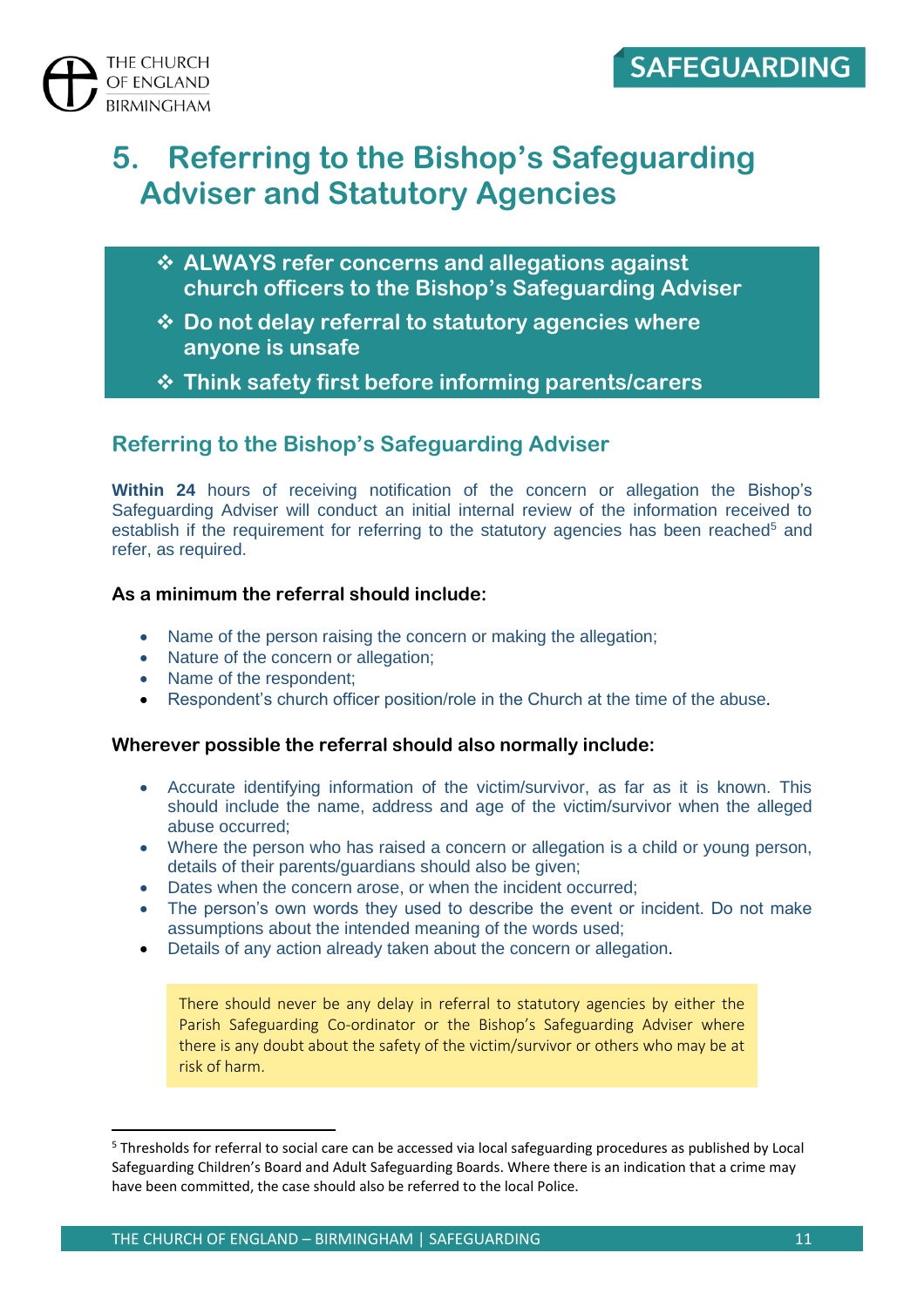# 5. Referring to the Bishop's Safeguarding Adviser and Statutory Agencies

- ❖ **ALWAYS refer concerns and allegations against church officers to the Bishop's Safeguarding Adviser**
- ❖ **Do not delay referral to statutory agencies where anyone is unsafe**
- ❖ **Think safety first before informing parents/carers**

## Referring to the Bishop's Safeguarding Adviser

**Within 24** hours of receiving notification of the concern or allegation the Bishop's Safeguarding Adviser will conduct an initial internal review of the information received to establish if the requirement for referring to the statutory agencies has been reached[5] and refer, as required.

**As a minimum the referral should include:**

- Name of the person raising the concern or making the allegation;
- Nature of the concern or allegation;
- Name of the respondent;
- Respondent's church officer position/role in the Church at the time of the abuse.

**Wherever possible the referral should also normally include:**

- Accurate identifying information of the victim/survivor, as far as it is known. This should include the name, address and age of the victim/survivor when the alleged abuse occurred;
- Where the person who has raised a concern or allegation is a child or young person, details of their parents/guardians should also be given;
- Dates when the concern arose, or when the incident occurred;
- The person's own words they used to describe the event or incident. Do not make assumptions about the intended meaning of the words used;
- Details of any action already taken about the concern or allegation.

There should never be any delay in referral to statutory agencies by either the Parish Safeguarding Co-ordinator or the Bishop's Safeguarding Adviser where there is any doubt about the safety of the victim/survivor or others who may be at risk of harm.

---

[5] Thresholds for referral to social care can be accessed via local safeguarding procedures as published by Local Safeguarding Children's Board and Adult Safeguarding Boards. Where there is an indication that a crime may have been committed, the case should also be referred to the local Police.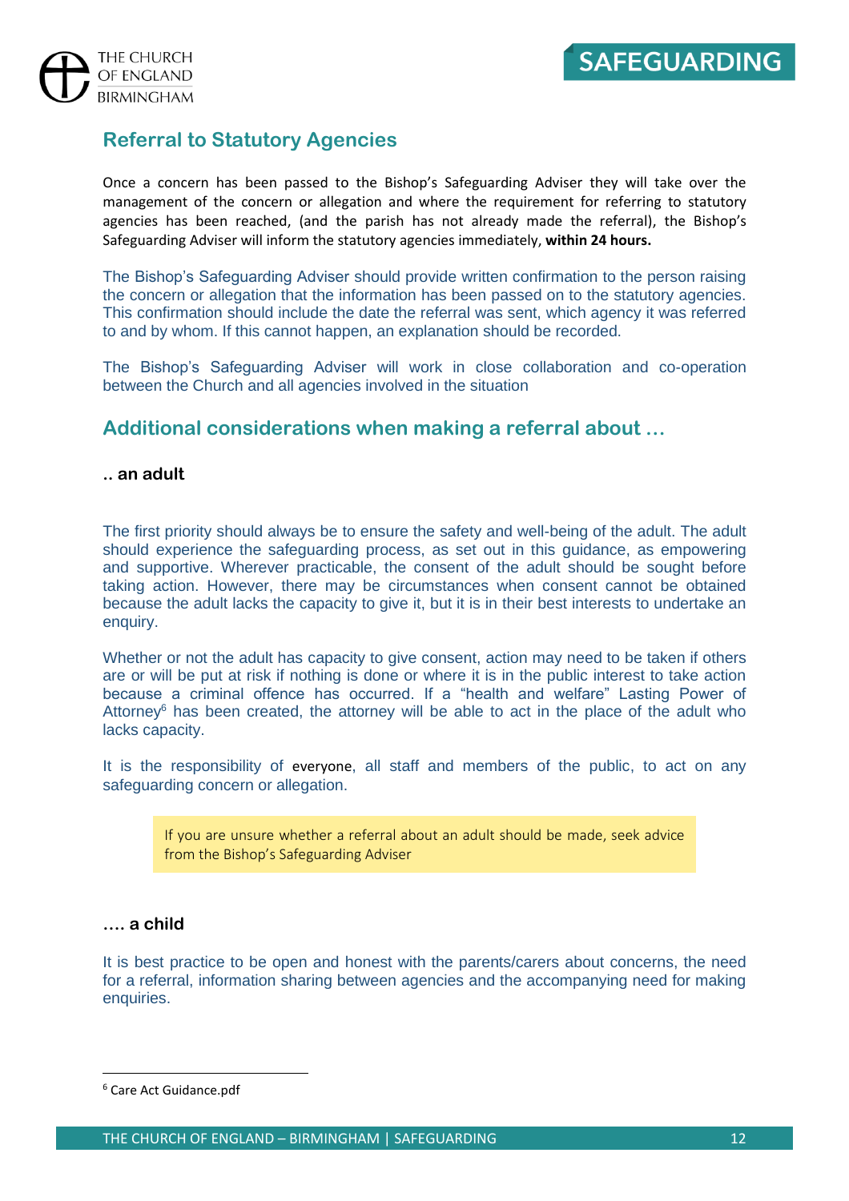## Referral to Statutory Agencies

Once a concern has been passed to the Bishop's Safeguarding Adviser they will take over the management of the concern or allegation and where the requirement for referring to statutory agencies has been reached, (and the parish has not already made the referral), the Bishop's Safeguarding Adviser will inform the statutory agencies immediately, **within 24 hours.**

The Bishop's Safeguarding Adviser should provide written confirmation to the person raising the concern or allegation that the information has been passed on to the statutory agencies. This confirmation should include the date the referral was sent, which agency it was referred to and by whom. If this cannot happen, an explanation should be recorded.

The Bishop's Safeguarding Adviser will work in close collaboration and co-operation between the Church and all agencies involved in the situation

## Additional considerations when making a referral about …

### .. an adult

The first priority should always be to ensure the safety and well-being of the adult. The adult should experience the safeguarding process, as set out in this guidance, as empowering and supportive. Wherever practicable, the consent of the adult should be sought before taking action. However, there may be circumstances when consent cannot be obtained because the adult lacks the capacity to give it, but it is in their best interests to undertake an enquiry.

Whether or not the adult has capacity to give consent, action may need to be taken if others are or will be put at risk if nothing is done or where it is in the public interest to take action because a criminal offence has occurred. If a "health and welfare" Lasting Power of Attorney[6] has been created, the attorney will be able to act in the place of the adult who lacks capacity.

It is the responsibility of everyone, all staff and members of the public, to act on any safeguarding concern or allegation.

> If you are unsure whether a referral about an adult should be made, seek advice from the Bishop's Safeguarding Adviser

### …. a child

It is best practice to be open and honest with the parents/carers about concerns, the need for a referral, information sharing between agencies and the accompanying need for making enquiries.

[6] Care Act Guidance.pdf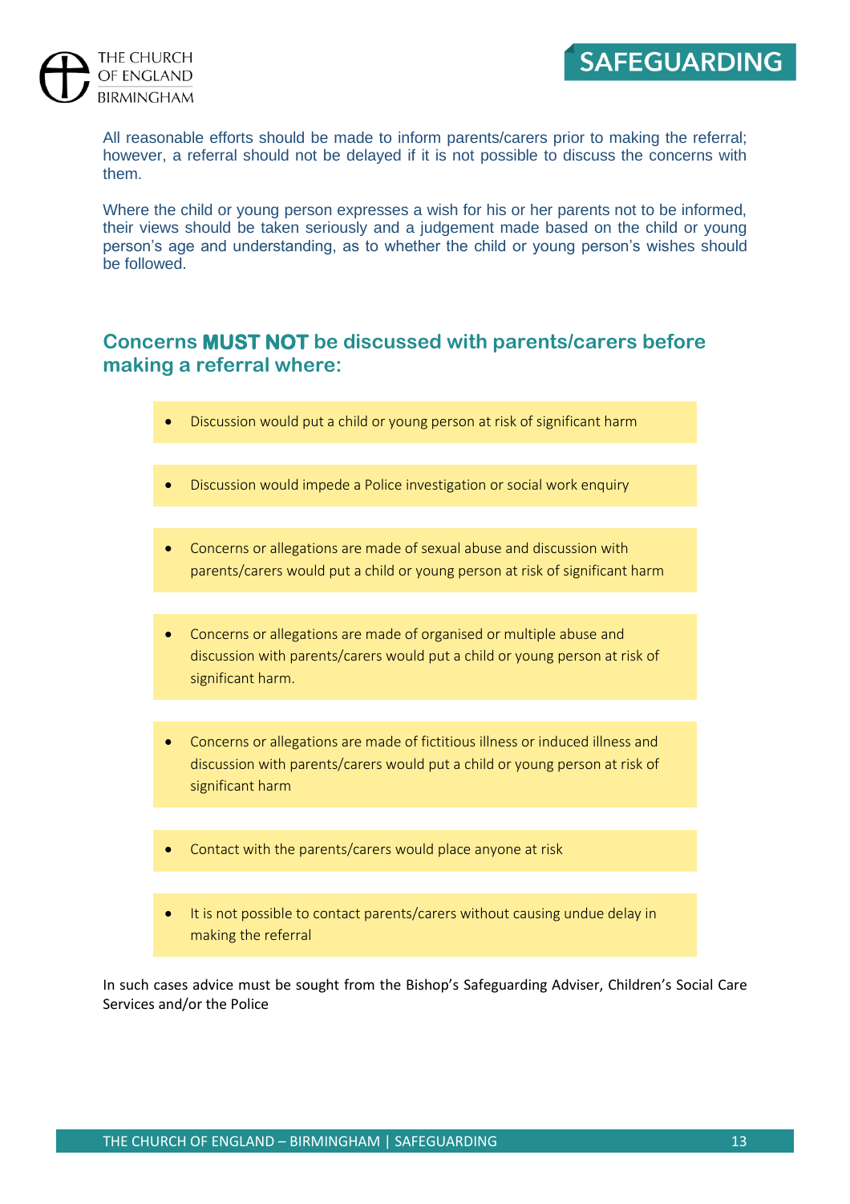All reasonable efforts should be made to inform parents/carers prior to making the referral; however, a referral should not be delayed if it is not possible to discuss the concerns with them.

Where the child or young person expresses a wish for his or her parents not to be informed, their views should be taken seriously and a judgement made based on the child or young person's age and understanding, as to whether the child or young person's wishes should be followed.

## Concerns **MUST NOT** be discussed with parents/carers before making a referral where:

- Discussion would put a child or young person at risk of significant harm
- Discussion would impede a Police investigation or social work enquiry
- Concerns or allegations are made of sexual abuse and discussion with parents/carers would put a child or young person at risk of significant harm
- Concerns or allegations are made of organised or multiple abuse and discussion with parents/carers would put a child or young person at risk of significant harm.
- Concerns or allegations are made of fictitious illness or induced illness and discussion with parents/carers would put a child or young person at risk of significant harm
- Contact with the parents/carers would place anyone at risk
- It is not possible to contact parents/carers without causing undue delay in making the referral

In such cases advice must be sought from the Bishop's Safeguarding Adviser, Children's Social Care Services and/or the Police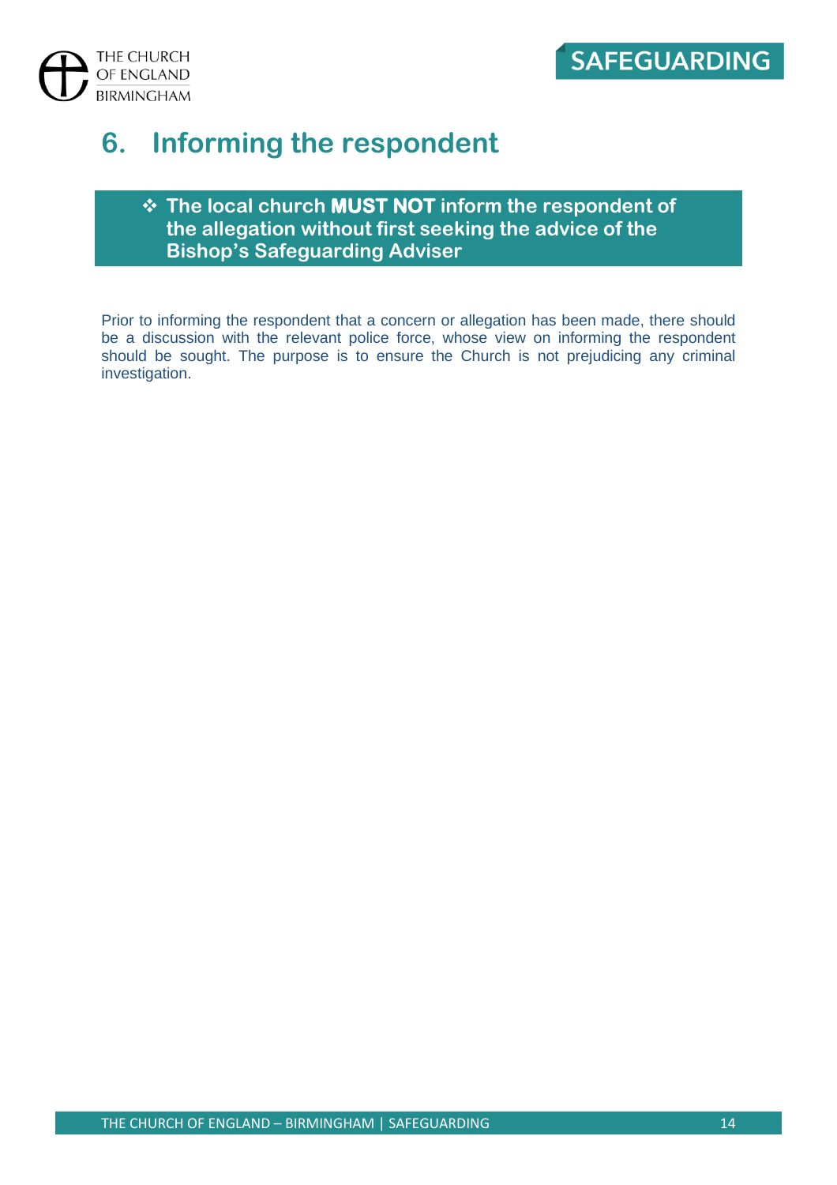# 6. Informing the respondent

- **The local church MUST NOT inform the respondent of the allegation without first seeking the advice of the Bishop's Safeguarding Adviser**

Prior to informing the respondent that a concern or allegation has been made, there should be a discussion with the relevant police force, whose view on informing the respondent should be sought. The purpose is to ensure the Church is not prejudicing any criminal investigation.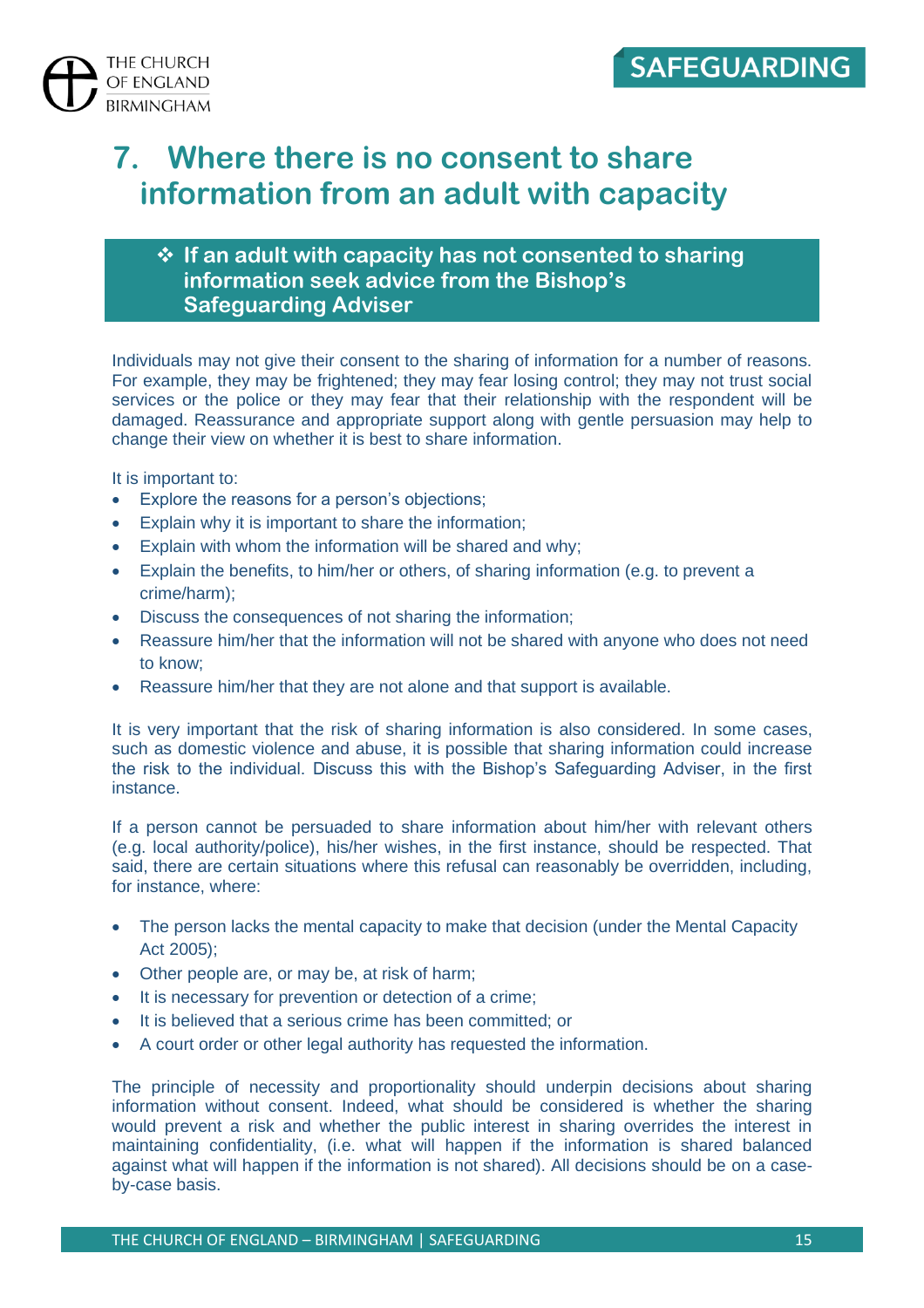# 7. Where there is no consent to share information from an adult with capacity

❖ **If an adult with capacity has not consented to sharing information seek advice from the Bishop's Safeguarding Adviser**

Individuals may not give their consent to the sharing of information for a number of reasons. For example, they may be frightened; they may fear losing control; they may not trust social services or the police or they may fear that their relationship with the respondent will be damaged. Reassurance and appropriate support along with gentle persuasion may help to change their view on whether it is best to share information.

It is important to:

- Explore the reasons for a person's objections;
- Explain why it is important to share the information;
- Explain with whom the information will be shared and why;
- Explain the benefits, to him/her or others, of sharing information (e.g. to prevent a crime/harm);
- Discuss the consequences of not sharing the information;
- Reassure him/her that the information will not be shared with anyone who does not need to know;
- Reassure him/her that they are not alone and that support is available.

It is very important that the risk of sharing information is also considered. In some cases, such as domestic violence and abuse, it is possible that sharing information could increase the risk to the individual. Discuss this with the Bishop's Safeguarding Adviser, in the first instance.

If a person cannot be persuaded to share information about him/her with relevant others (e.g. local authority/police), his/her wishes, in the first instance, should be respected. That said, there are certain situations where this refusal can reasonably be overridden, including, for instance, where:

- The person lacks the mental capacity to make that decision (under the Mental Capacity Act 2005);
- Other people are, or may be, at risk of harm;
- It is necessary for prevention or detection of a crime;
- It is believed that a serious crime has been committed; or
- A court order or other legal authority has requested the information.

The principle of necessity and proportionality should underpin decisions about sharing information without consent. Indeed, what should be considered is whether the sharing would prevent a risk and whether the public interest in sharing overrides the interest in maintaining confidentiality, (i.e. what will happen if the information is shared balanced against what will happen if the information is not shared). All decisions should be on a case-by-case basis.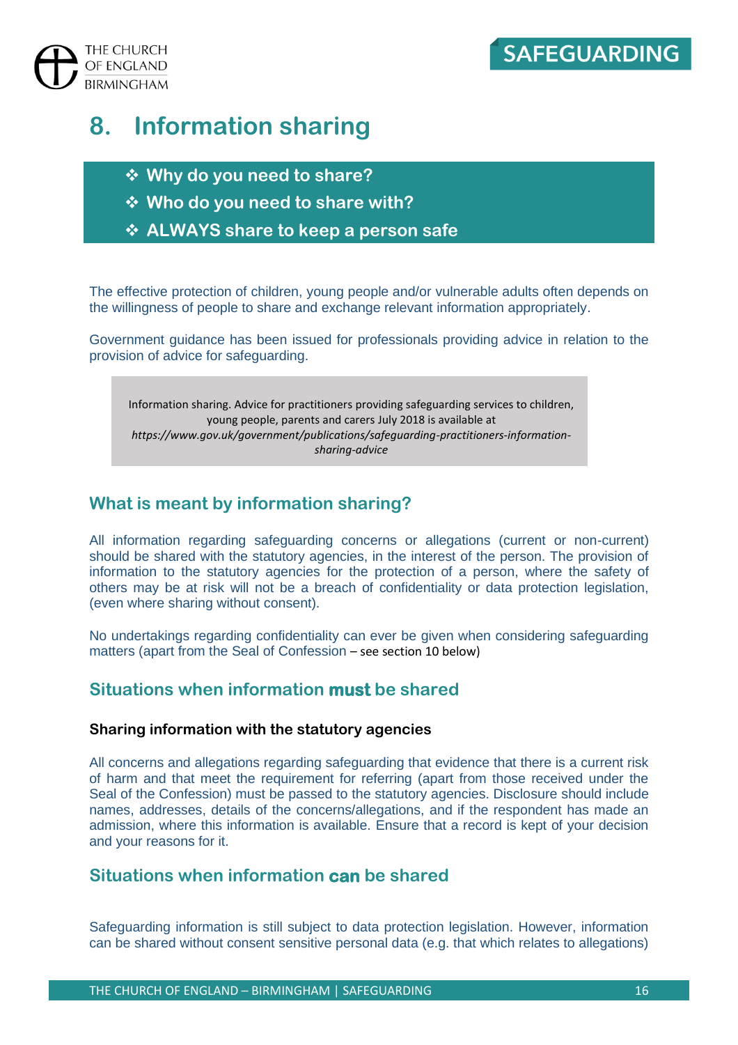# 8. Information sharing

- ❖ **Why do you need to share?**
- ❖ **Who do you need to share with?**
- ❖ **ALWAYS share to keep a person safe**

The effective protection of children, young people and/or vulnerable adults often depends on the willingness of people to share and exchange relevant information appropriately.

Government guidance has been issued for professionals providing advice in relation to the provision of advice for safeguarding.

> Information sharing. Advice for practitioners providing safeguarding services to children, young people, parents and carers July 2018 is available at *https://www.gov.uk/government/publications/safeguarding-practitioners-information-sharing-advice*

## What is meant by information sharing?

All information regarding safeguarding concerns or allegations (current or non-current) should be shared with the statutory agencies, in the interest of the person. The provision of information to the statutory agencies for the protection of a person, where the safety of others may be at risk will not be a breach of confidentiality or data protection legislation, (even where sharing without consent).

No undertakings regarding confidentiality can ever be given when considering safeguarding matters (apart from the Seal of Confession – see section 10 below)

## Situations when information **must** be shared

### Sharing information with the statutory agencies

All concerns and allegations regarding safeguarding that evidence that there is a current risk of harm and that meet the requirement for referring (apart from those received under the Seal of the Confession) must be passed to the statutory agencies. Disclosure should include names, addresses, details of the concerns/allegations, and if the respondent has made an admission, where this information is available. Ensure that a record is kept of your decision and your reasons for it.

## Situations when information **can** be shared

Safeguarding information is still subject to data protection legislation. However, information can be shared without consent sensitive personal data (e.g. that which relates to allegations)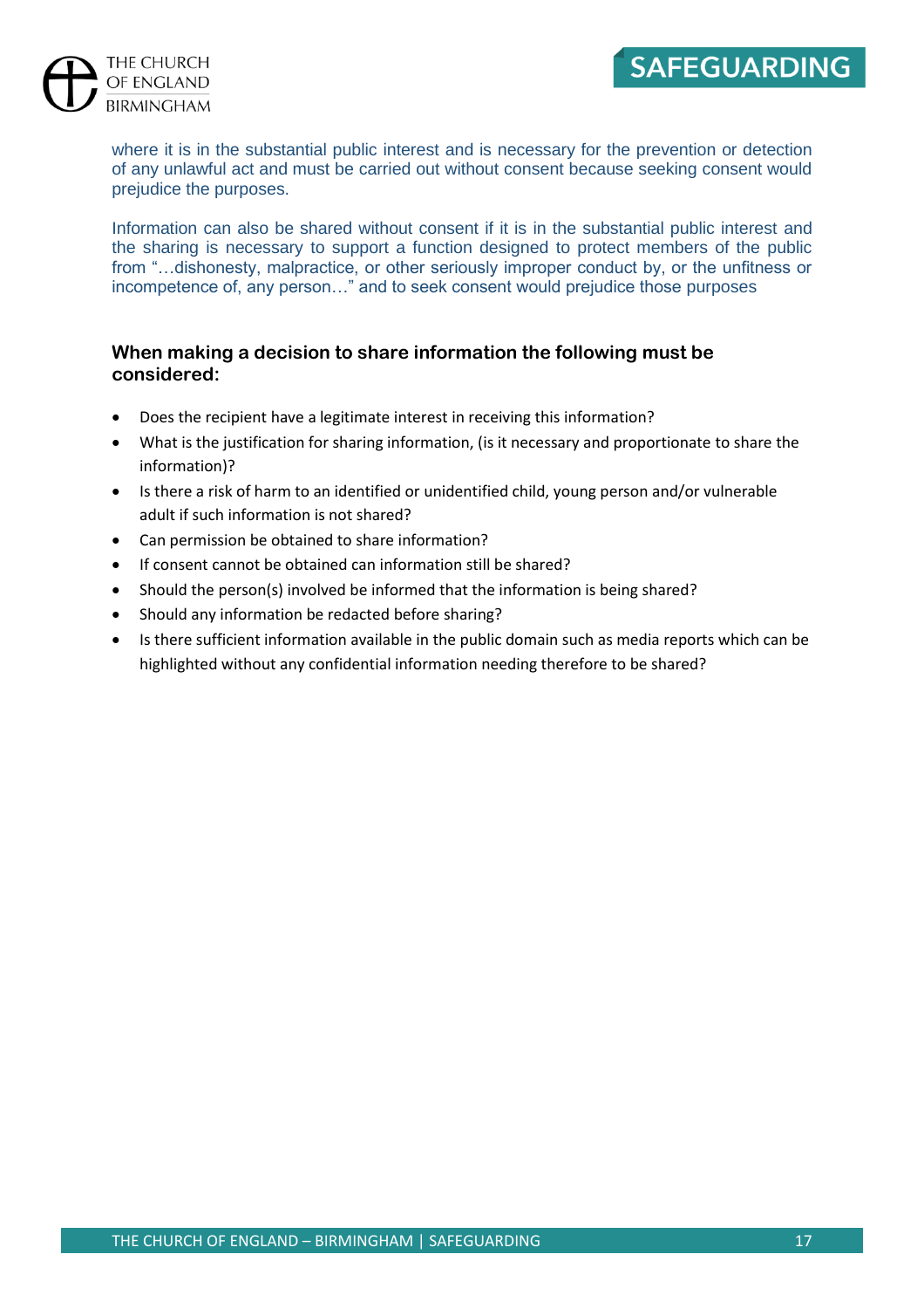where it is in the substantial public interest and is necessary for the prevention or detection of any unlawful act and must be carried out without consent because seeking consent would prejudice the purposes.

Information can also be shared without consent if it is in the substantial public interest and the sharing is necessary to support a function designed to protect members of the public from "…dishonesty, malpractice, or other seriously improper conduct by, or the unfitness or incompetence of, any person…" and to seek consent would prejudice those purposes

### When making a decision to share information the following must be considered:

- Does the recipient have a legitimate interest in receiving this information?
- What is the justification for sharing information, (is it necessary and proportionate to share the information)?
- Is there a risk of harm to an identified or unidentified child, young person and/or vulnerable adult if such information is not shared?
- Can permission be obtained to share information?
- If consent cannot be obtained can information still be shared?
- Should the person(s) involved be informed that the information is being shared?
- Should any information be redacted before sharing?
- Is there sufficient information available in the public domain such as media reports which can be highlighted without any confidential information needing therefore to be shared?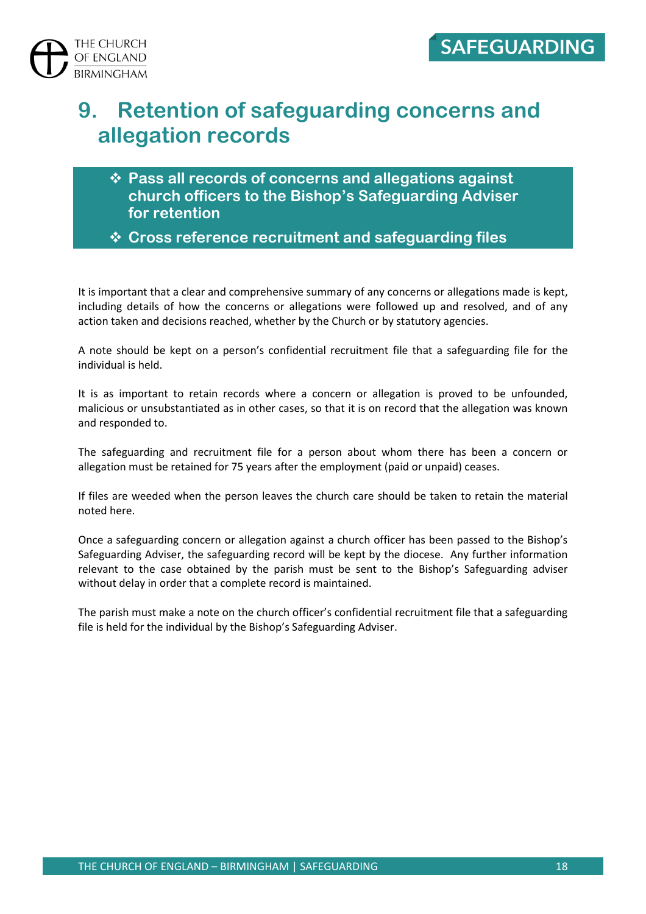# 9. Retention of safeguarding concerns and allegation records

- ❖ **Pass all records of concerns and allegations against church officers to the Bishop's Safeguarding Adviser for retention**
- ❖ **Cross reference recruitment and safeguarding files**

It is important that a clear and comprehensive summary of any concerns or allegations made is kept, including details of how the concerns or allegations were followed up and resolved, and of any action taken and decisions reached, whether by the Church or by statutory agencies.

A note should be kept on a person's confidential recruitment file that a safeguarding file for the individual is held.

It is as important to retain records where a concern or allegation is proved to be unfounded, malicious or unsubstantiated as in other cases, so that it is on record that the allegation was known and responded to.

The safeguarding and recruitment file for a person about whom there has been a concern or allegation must be retained for 75 years after the employment (paid or unpaid) ceases.

If files are weeded when the person leaves the church care should be taken to retain the material noted here.

Once a safeguarding concern or allegation against a church officer has been passed to the Bishop's Safeguarding Adviser, the safeguarding record will be kept by the diocese. Any further information relevant to the case obtained by the parish must be sent to the Bishop's Safeguarding adviser without delay in order that a complete record is maintained.

The parish must make a note on the church officer's confidential recruitment file that a safeguarding file is held for the individual by the Bishop's Safeguarding Adviser.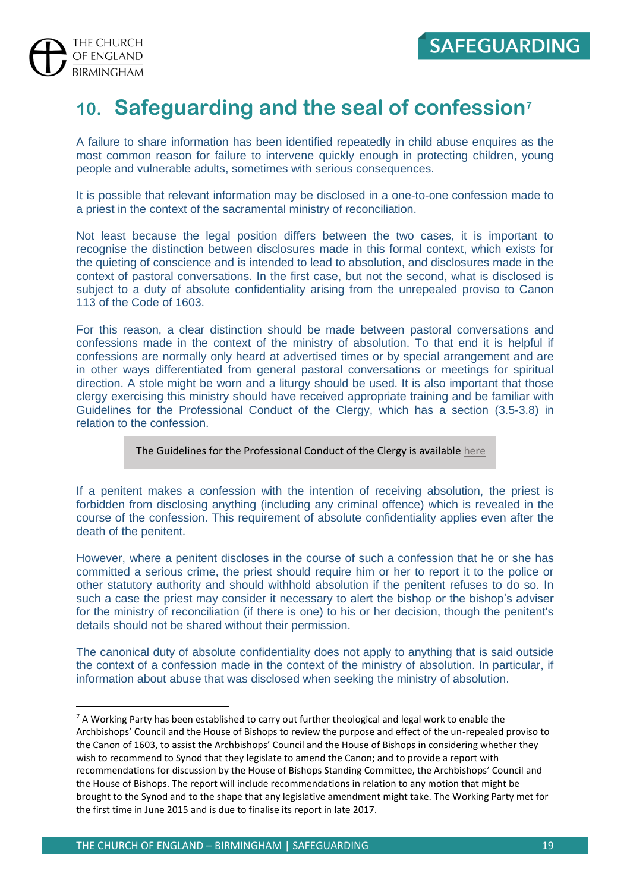## 10. Safeguarding and the seal of confession[7]

A failure to share information has been identified repeatedly in child abuse enquires as the most common reason for failure to intervene quickly enough in protecting children, young people and vulnerable adults, sometimes with serious consequences.

It is possible that relevant information may be disclosed in a one-to-one confession made to a priest in the context of the sacramental ministry of reconciliation.

Not least because the legal position differs between the two cases, it is important to recognise the distinction between disclosures made in this formal context, which exists for the quieting of conscience and is intended to lead to absolution, and disclosures made in the context of pastoral conversations. In the first case, but not the second, what is disclosed is subject to a duty of absolute confidentiality arising from the unrepealed proviso to Canon 113 of the Code of 1603.

For this reason, a clear distinction should be made between pastoral conversations and confessions made in the context of the ministry of absolution. To that end it is helpful if confessions are normally only heard at advertised times or by special arrangement and are in other ways differentiated from general pastoral conversations or meetings for spiritual direction. A stole might be worn and a liturgy should be used. It is also important that those clergy exercising this ministry should have received appropriate training and be familiar with Guidelines for the Professional Conduct of the Clergy, which has a section (3.5-3.8) in relation to the confession.

> The Guidelines for the Professional Conduct of the Clergy is available here

If a penitent makes a confession with the intention of receiving absolution, the priest is forbidden from disclosing anything (including any criminal offence) which is revealed in the course of the confession. This requirement of absolute confidentiality applies even after the death of the penitent.

However, where a penitent discloses in the course of such a confession that he or she has committed a serious crime, the priest should require him or her to report it to the police or other statutory authority and should withhold absolution if the penitent refuses to do so. In such a case the priest may consider it necessary to alert the bishop or the bishop's adviser for the ministry of reconciliation (if there is one) to his or her decision, though the penitent's details should not be shared without their permission.

The canonical duty of absolute confidentiality does not apply to anything that is said outside the context of a confession made in the context of the ministry of absolution. In particular, if information about abuse that was disclosed when seeking the ministry of absolution.

---

[7] A Working Party has been established to carry out further theological and legal work to enable the Archbishops' Council and the House of Bishops to review the purpose and effect of the un-repealed proviso to the Canon of 1603, to assist the Archbishops' Council and the House of Bishops in considering whether they wish to recommend to Synod that they legislate to amend the Canon; and to provide a report with recommendations for discussion by the House of Bishops Standing Committee, the Archbishops' Council and the House of Bishops. The report will include recommendations in relation to any motion that might be brought to the Synod and to the shape that any legislative amendment might take. The Working Party met for the first time in June 2015 and is due to finalise its report in late 2017.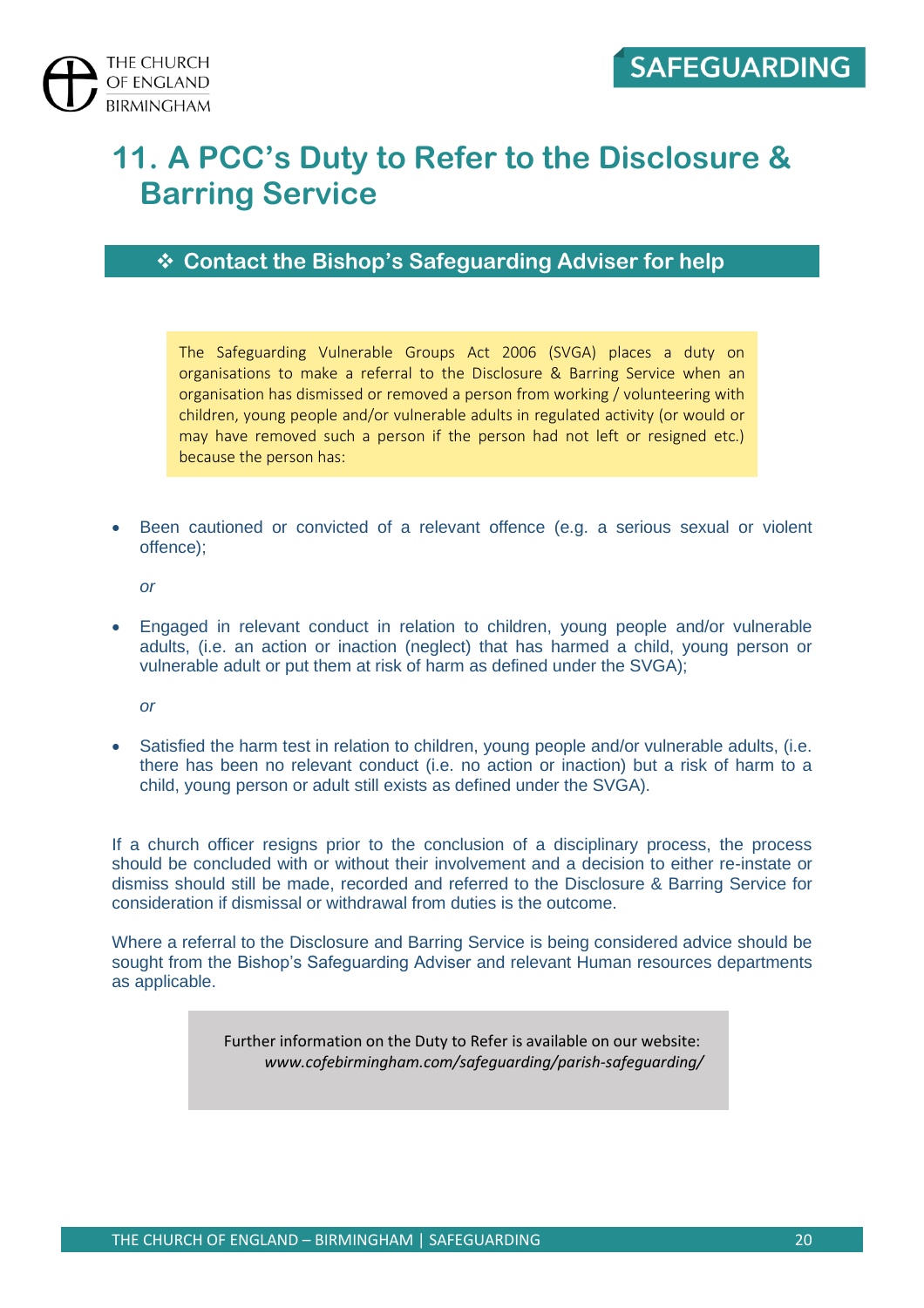# 11. A PCC's Duty to Refer to the Disclosure & Barring Service

## ❖ Contact the Bishop's Safeguarding Adviser for help

The Safeguarding Vulnerable Groups Act 2006 (SVGA) places a duty on organisations to make a referral to the Disclosure & Barring Service when an organisation has dismissed or removed a person from working / volunteering with children, young people and/or vulnerable adults in regulated activity (or would or may have removed such a person if the person had not left or resigned etc.) because the person has:

- Been cautioned or convicted of a relevant offence (e.g. a serious sexual or violent offence);

  *or*

- Engaged in relevant conduct in relation to children, young people and/or vulnerable adults, (i.e. an action or inaction (neglect) that has harmed a child, young person or vulnerable adult or put them at risk of harm as defined under the SVGA);

  *or*

- Satisfied the harm test in relation to children, young people and/or vulnerable adults, (i.e. there has been no relevant conduct (i.e. no action or inaction) but a risk of harm to a child, young person or adult still exists as defined under the SVGA).

If a church officer resigns prior to the conclusion of a disciplinary process, the process should be concluded with or without their involvement and a decision to either re-instate or dismiss should still be made, recorded and referred to the Disclosure & Barring Service for consideration if dismissal or withdrawal from duties is the outcome.

Where a referral to the Disclosure and Barring Service is being considered advice should be sought from the Bishop's Safeguarding Adviser and relevant Human resources departments as applicable.

Further information on the Duty to Refer is available on our website:
*www.cofebirmingham.com/safeguarding/parish-safeguarding/*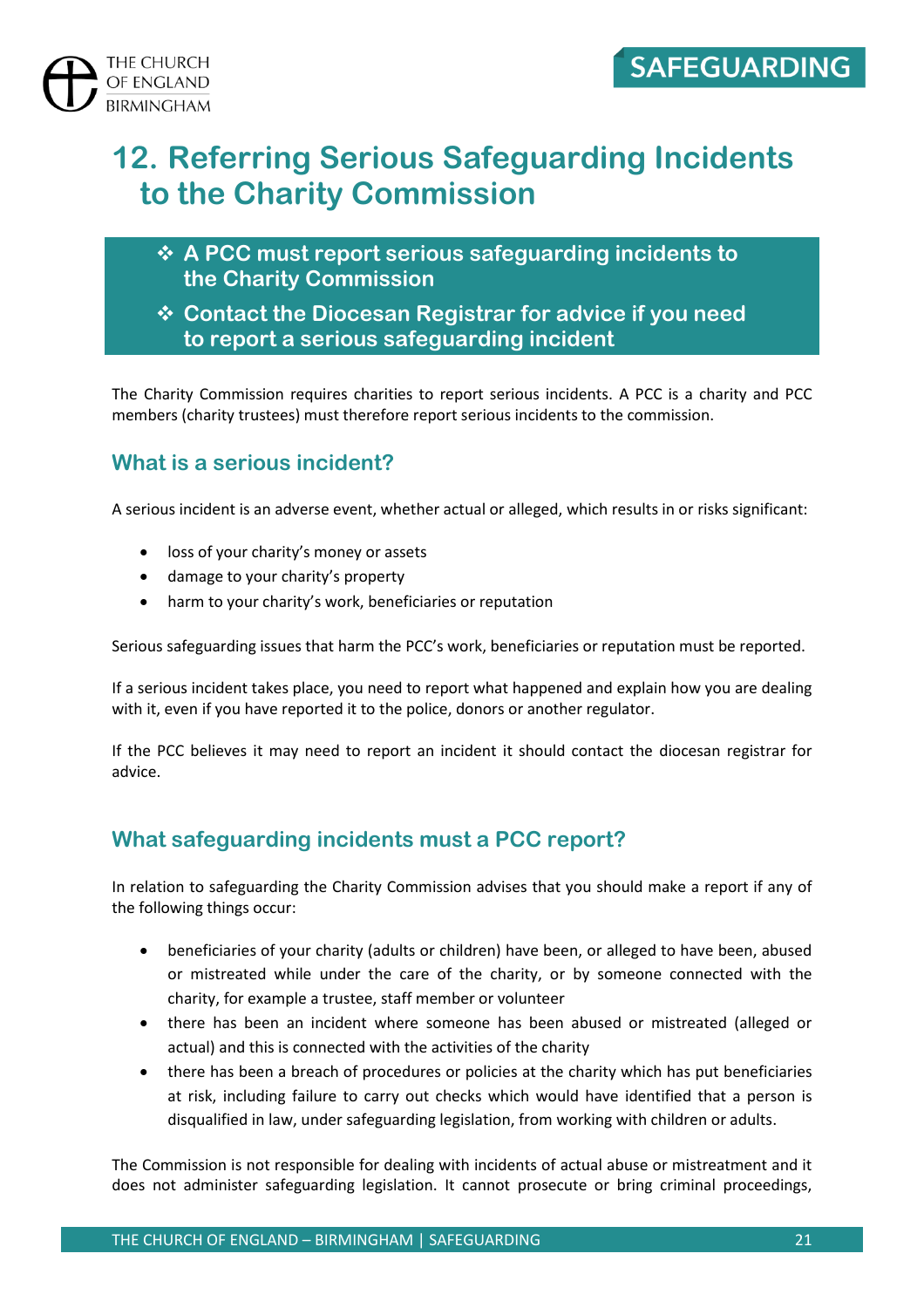# 12. Referring Serious Safeguarding Incidents to the Charity Commission

- ❖ **A PCC must report serious safeguarding incidents to the Charity Commission**
- ❖ **Contact the Diocesan Registrar for advice if you need to report a serious safeguarding incident**

The Charity Commission requires charities to report serious incidents. A PCC is a charity and PCC members (charity trustees) must therefore report serious incidents to the commission.

## What is a serious incident?

A serious incident is an adverse event, whether actual or alleged, which results in or risks significant:

- loss of your charity's money or assets
- damage to your charity's property
- harm to your charity's work, beneficiaries or reputation

Serious safeguarding issues that harm the PCC's work, beneficiaries or reputation must be reported.

If a serious incident takes place, you need to report what happened and explain how you are dealing with it, even if you have reported it to the police, donors or another regulator.

If the PCC believes it may need to report an incident it should contact the diocesan registrar for advice.

## What safeguarding incidents must a PCC report?

In relation to safeguarding the Charity Commission advises that you should make a report if any of the following things occur:

- beneficiaries of your charity (adults or children) have been, or alleged to have been, abused or mistreated while under the care of the charity, or by someone connected with the charity, for example a trustee, staff member or volunteer
- there has been an incident where someone has been abused or mistreated (alleged or actual) and this is connected with the activities of the charity
- there has been a breach of procedures or policies at the charity which has put beneficiaries at risk, including failure to carry out checks which would have identified that a person is disqualified in law, under safeguarding legislation, from working with children or adults.

The Commission is not responsible for dealing with incidents of actual abuse or mistreatment and it does not administer safeguarding legislation. It cannot prosecute or bring criminal proceedings,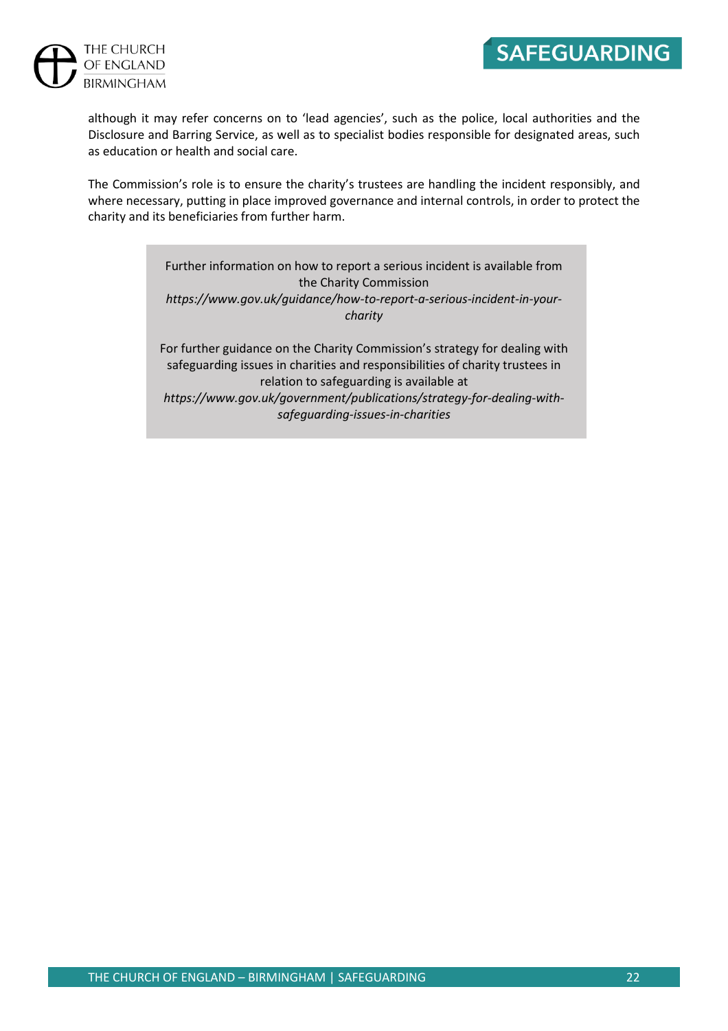although it may refer concerns on to 'lead agencies', such as the police, local authorities and the Disclosure and Barring Service, as well as to specialist bodies responsible for designated areas, such as education or health and social care.

The Commission's role is to ensure the charity's trustees are handling the incident responsibly, and where necessary, putting in place improved governance and internal controls, in order to protect the charity and its beneficiaries from further harm.

> Further information on how to report a serious incident is available from the Charity Commission
> *https://www.gov.uk/guidance/how-to-report-a-serious-incident-in-your-charity*
>
> For further guidance on the Charity Commission's strategy for dealing with safeguarding issues in charities and responsibilities of charity trustees in relation to safeguarding is available at
> *https://www.gov.uk/government/publications/strategy-for-dealing-with-safeguarding-issues-in-charities*